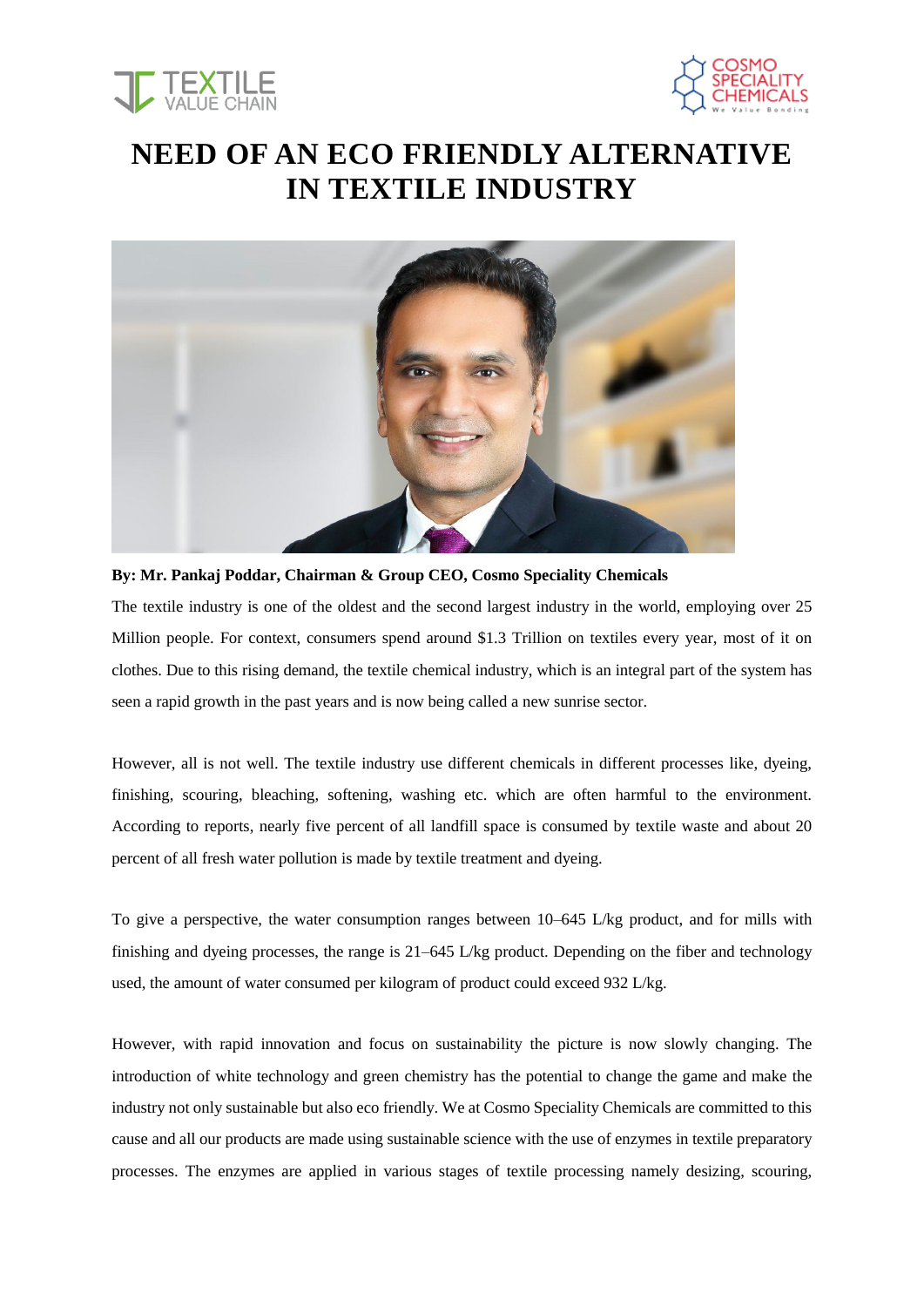# NEED OF AN ECO FRIENDLY ALTERNATIVE IN TEXTILE INDUSTRY

**By: Mr. Pankaj Poddar, Chairman & Group CEO, Cosmo Speciality Chemicals**

The textile industry is one of the oldest and the second largest industry in the world, employing over 25 Million people. For context, consumers spend around $1.3 Trillion on textiles every year, most of it on clothes. Due to this rising demand, the textile chemical industry, which is an integral part of the system has seen a rapid growth in the past years and is now being called a new sunrise sector.

However, all is not well. The textile industry use different chemicals in different processes like, dyeing, finishing, scouring, bleaching, softening, washing etc. which are often harmful to the environment. According to reports, nearly five percent of all landfill space is consumed by textile waste and about 20 percent of all fresh water pollution is made by textile treatment and dyeing.

To give a perspective, the water consumption ranges between 10–645 L/kg product, and for mills with finishing and dyeing processes, the range is 21–645 L/kg product. Depending on the fiber and technology used, the amount of water consumed per kilogram of product could exceed 932 L/kg.

However, with rapid innovation and focus on sustainability the picture is now slowly changing. The introduction of white technology and green chemistry has the potential to change the game and make the industry not only sustainable but also eco friendly. We at Cosmo Speciality Chemicals are committed to this cause and all our products are made using sustainable science with the use of enzymes in textile preparatory processes. The enzymes are applied in various stages of textile processing namely desizing, scouring,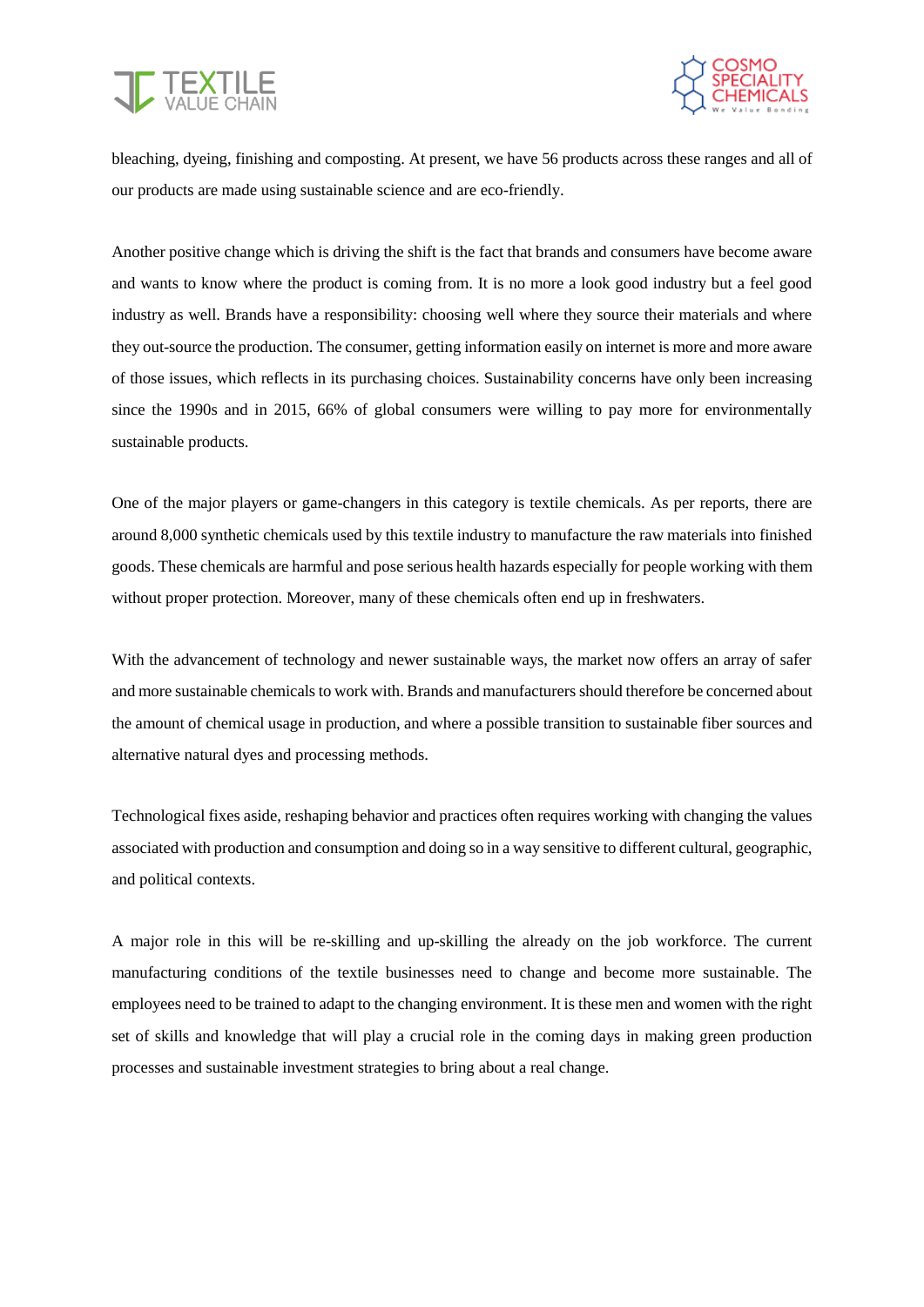bleaching, dyeing, finishing and composting. At present, we have 56 products across these ranges and all of our products are made using sustainable science and are eco-friendly.

Another positive change which is driving the shift is the fact that brands and consumers have become aware and wants to know where the product is coming from. It is no more a look good industry but a feel good industry as well. Brands have a responsibility: choosing well where they source their materials and where they out-source the production. The consumer, getting information easily on internet is more and more aware of those issues, which reflects in its purchasing choices. Sustainability concerns have only been increasing since the 1990s and in 2015, 66% of global consumers were willing to pay more for environmentally sustainable products.

One of the major players or game-changers in this category is textile chemicals. As per reports, there are around 8,000 synthetic chemicals used by this textile industry to manufacture the raw materials into finished goods. These chemicals are harmful and pose serious health hazards especially for people working with them without proper protection. Moreover, many of these chemicals often end up in freshwaters.

With the advancement of technology and newer sustainable ways, the market now offers an array of safer and more sustainable chemicals to work with. Brands and manufacturers should therefore be concerned about the amount of chemical usage in production, and where a possible transition to sustainable fiber sources and alternative natural dyes and processing methods.

Technological fixes aside, reshaping behavior and practices often requires working with changing the values associated with production and consumption and doing so in a way sensitive to different cultural, geographic, and political contexts.

A major role in this will be re-skilling and up-skilling the already on the job workforce. The current manufacturing conditions of the textile businesses need to change and become more sustainable. The employees need to be trained to adapt to the changing environment. It is these men and women with the right set of skills and knowledge that will play a crucial role in the coming days in making green production processes and sustainable investment strategies to bring about a real change.